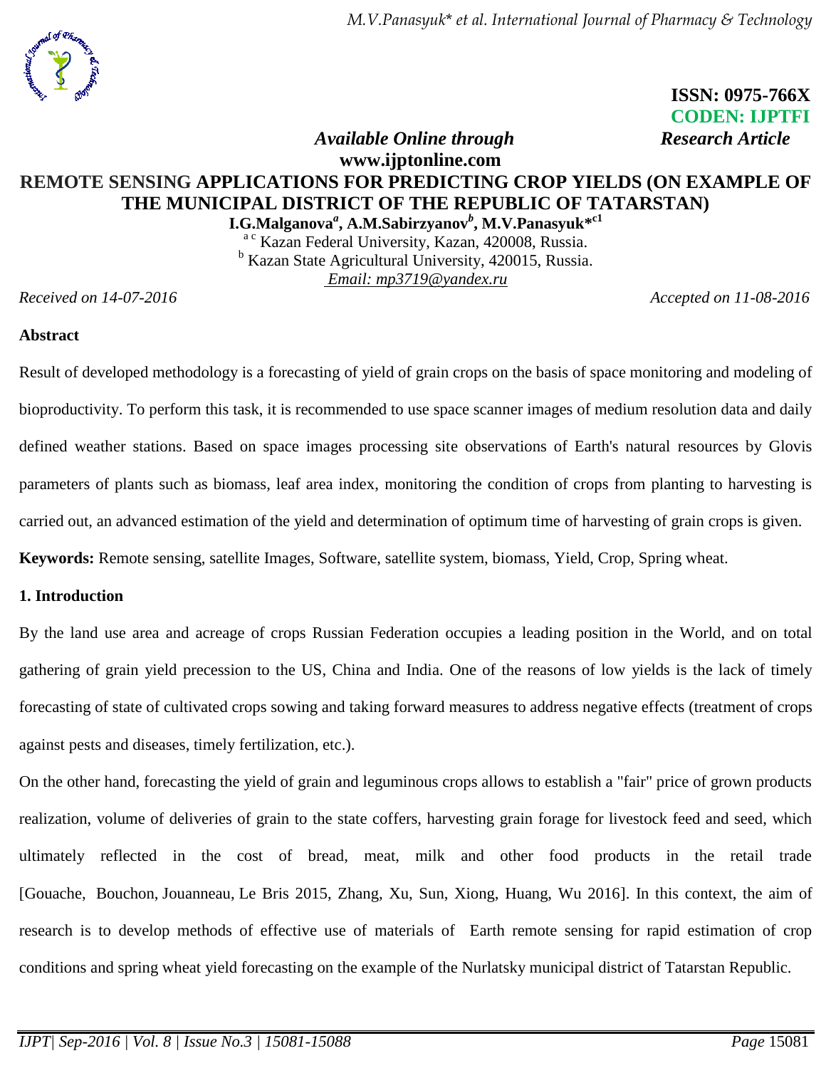ISSN: 0975-766X
CODEN: IJPTFI

*Available Online through* *Research Article*

**www.ijptonline.com**

# REMOTE SENSING APPLICATIONS FOR PREDICTING CROP YIELDS (ON EXAMPLE OF THE MUNICIPAL DISTRICT OF THE REPUBLIC OF TATARSTAN)

**I.G.Malganova[a], A.M.Sabirzyanov[b], M.V.Panasyuk*[c1]**

[a c] Kazan Federal University, Kazan, 420008, Russia.
[b] Kazan State Agricultural University, 420015, Russia.
*Email: mp3719@yandex.ru*

*Received on 14-07-2016* *Accepted on 11-08-2016*

## Abstract

Result of developed methodology is a forecasting of yield of grain crops on the basis of space monitoring and modeling of bioproductivity. To perform this task, it is recommended to use space scanner images of medium resolution data and daily defined weather stations. Based on space images processing site observations of Earth's natural resources by Glovis parameters of plants such as biomass, leaf area index, monitoring the condition of crops from planting to harvesting is carried out, an advanced estimation of the yield and determination of optimum time of harvesting of grain crops is given.

**Keywords:** Remote sensing, satellite Images, Software, satellite system, biomass, Yield, Crop, Spring wheat.

## 1. Introduction

By the land use area and acreage of crops Russian Federation occupies a leading position in the World, and on total gathering of grain yield precession to the US, China and India. One of the reasons of low yields is the lack of timely forecasting of state of cultivated crops sowing and taking forward measures to address negative effects (treatment of crops against pests and diseases, timely fertilization, etc.).

On the other hand, forecasting the yield of grain and leguminous crops allows to establish a "fair" price of grown products realization, volume of deliveries of grain to the state coffers, harvesting grain forage for livestock feed and seed, which ultimately reflected in the cost of bread, meat, milk and other food products in the retail trade [Gouache, Bouchon, Jouanneau, Le Bris 2015, Zhang, Xu, Sun, Xiong, Huang, Wu 2016]. In this context, the aim of research is to develop methods of effective use of materials of Earth remote sensing for rapid estimation of crop conditions and spring wheat yield forecasting on the example of the Nurlatsky municipal district of Tatarstan Republic.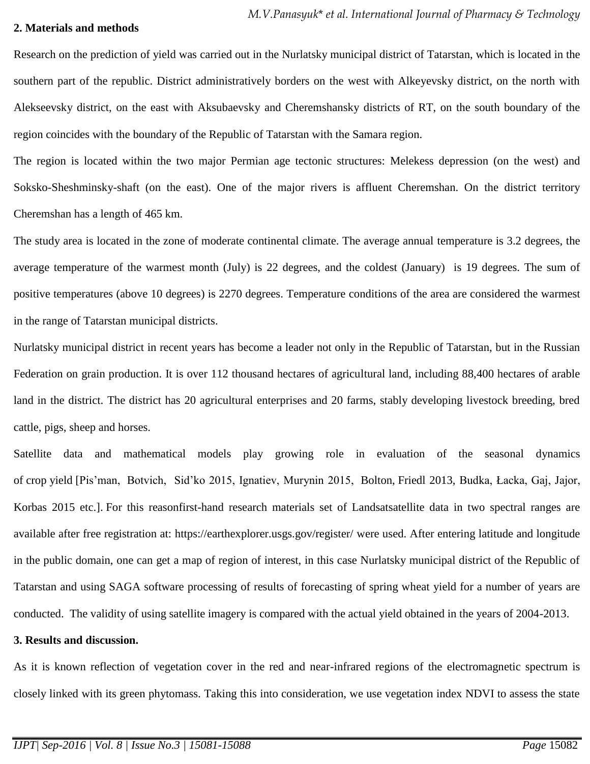## 2. Materials and methods

Research on the prediction of yield was carried out in the Nurlatsky municipal district of Tatarstan, which is located in the southern part of the republic. District administratively borders on the west with Alkeyevsky district, on the north with Alekseevsky district, on the east with Aksubaevsky and Cheremshansky districts of RT, on the south boundary of the region coincides with the boundary of the Republic of Tatarstan with the Samara region.

The region is located within the two major Permian age tectonic structures: Melekess depression (on the west) and Soksko-Sheshminsky-shaft (on the east). One of the major rivers is affluent Cheremshan. On the district territory Cheremshan has a length of 465 km.

The study area is located in the zone of moderate continental climate. The average annual temperature is 3.2 degrees, the average temperature of the warmest month (July) is 22 degrees, and the coldest (January) is 19 degrees. The sum of positive temperatures (above 10 degrees) is 2270 degrees. Temperature conditions of the area are considered the warmest in the range of Tatarstan municipal districts.

Nurlatsky municipal district in recent years has become a leader not only in the Republic of Tatarstan, but in the Russian Federation on grain production. It is over 112 thousand hectares of agricultural land, including 88,400 hectares of arable land in the district. The district has 20 agricultural enterprises and 20 farms, stably developing livestock breeding, bred cattle, pigs, sheep and horses.

Satellite data and mathematical models play growing role in evaluation of the seasonal dynamics of crop yield [Pis'man, Botvich, Sid'ko 2015, Ignatiev, Murynin 2015, Bolton, Friedl 2013, Budka, Łacka, Gaj, Jajor, Korbas 2015 etc.]. For this reasonfirst-hand research materials set of Landsatsatellite data in two spectral ranges are available after free registration at: https://earthexplorer.usgs.gov/register/ were used. After entering latitude and longitude in the public domain, one can get a map of region of interest, in this case Nurlatsky municipal district of the Republic of Tatarstan and using SAGA software processing of results of forecasting of spring wheat yield for a number of years are conducted. The validity of using satellite imagery is compared with the actual yield obtained in the years of 2004-2013.

## 3. Results and discussion.

As it is known reflection of vegetation cover in the red and near-infrared regions of the electromagnetic spectrum is closely linked with its green phytomass. Taking this into consideration, we use vegetation index NDVI to assess the state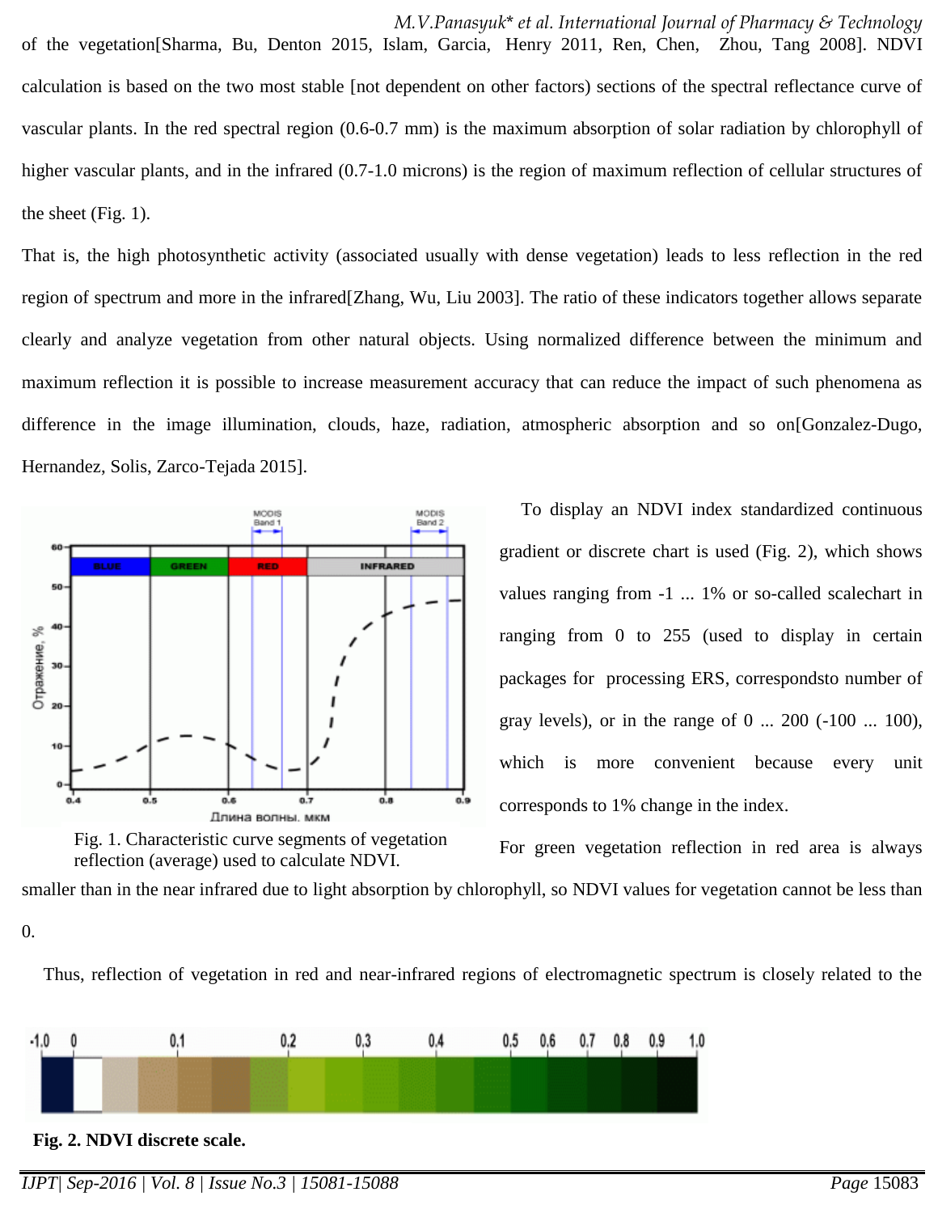of the vegetation[Sharma, Bu, Denton 2015, Islam, Garcia, Henry 2011, Ren, Chen, Zhou, Tang 2008]. NDVI calculation is based on the two most stable [not dependent on other factors) sections of the spectral reflectance curve of vascular plants. In the red spectral region (0.6-0.7 mm) is the maximum absorption of solar radiation by chlorophyll of higher vascular plants, and in the infrared (0.7-1.0 microns) is the region of maximum reflection of cellular structures of the sheet (Fig. 1).

That is, the high photosynthetic activity (associated usually with dense vegetation) leads to less reflection in the red region of spectrum and more in the infrared[Zhang, Wu, Liu 2003]. The ratio of these indicators together allows separate clearly and analyze vegetation from other natural objects. Using normalized difference between the minimum and maximum reflection it is possible to increase measurement accuracy that can reduce the impact of such phenomena as difference in the image illumination, clouds, haze, radiation, atmospheric absorption and so on[Gonzalez-Dugo, Hernandez, Solis, Zarco-Tejada 2015].

Fig. 1. Characteristic curve segments of vegetation reflection (average) used to calculate NDVI.

To display an NDVI index standardized continuous gradient or discrete chart is used (Fig. 2), which shows values ranging from -1 ... 1% or so-called scalechart in ranging from 0 to 255 (used to display in certain packages for processing ERS, correspondsto number of gray levels), or in the range of 0 ... 200 (-100 ... 100), which is more convenient because every unit corresponds to 1% change in the index.

For green vegetation reflection in red area is always smaller than in the near infrared due to light absorption by chlorophyll, so NDVI values for vegetation cannot be less than 0.

Thus, reflection of vegetation in red and near-infrared regions of electromagnetic spectrum is closely related to the

**Fig. 2. NDVI discrete scale.**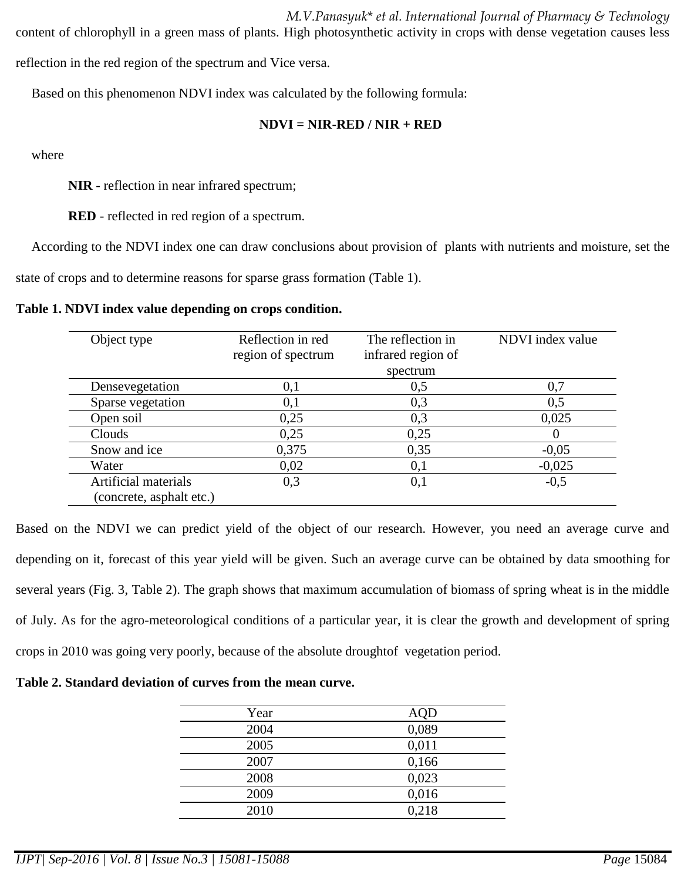content of chlorophyll in a green mass of plants. High photosynthetic activity in crops with dense vegetation causes less reflection in the red region of the spectrum and Vice versa.

Based on this phenomenon NDVI index was calculated by the following formula:

$$\mathbf{NDVI = NIR\text{-}RED / NIR + RED}$$

where

**NIR** - reflection in near infrared spectrum;

**RED** - reflected in red region of a spectrum.

According to the NDVI index one can draw conclusions about provision of plants with nutrients and moisture, set the state of crops and to determine reasons for sparse grass formation (Table 1).

**Table 1. NDVI index value depending on crops condition.**

| Object type | Reflection in red region of spectrum | The reflection in infrared region of spectrum | NDVI index value |
|---|---|---|---|
| Densevegetation | 0,1 | 0,5 | 0,7 |
| Sparse vegetation | 0,1 | 0,3 | 0,5 |
| Open soil | 0,25 | 0,3 | 0,025 |
| Clouds | 0,25 | 0,25 | 0 |
| Snow and ice | 0,375 | 0,35 | -0,05 |
| Water | 0,02 | 0,1 | -0,025 |
| Artificial materials (concrete, asphalt etc.) | 0,3 | 0,1 | -0,5 |

Based on the NDVI we can predict yield of the object of our research. However, you need an average curve and depending on it, forecast of this year yield will be given. Such an average curve can be obtained by data smoothing for several years (Fig. 3, Table 2). The graph shows that maximum accumulation of biomass of spring wheat is in the middle of July. As for the agro-meteorological conditions of a particular year, it is clear the growth and development of spring crops in 2010 was going very poorly, because of the absolute droughtof vegetation period.

**Table 2. Standard deviation of curves from the mean curve.**

| Year | AQD |
|---|---|
| 2004 | 0,089 |
| 2005 | 0,011 |
| 2007 | 0,166 |
| 2008 | 0,023 |
| 2009 | 0,016 |
| 2010 | 0,218 |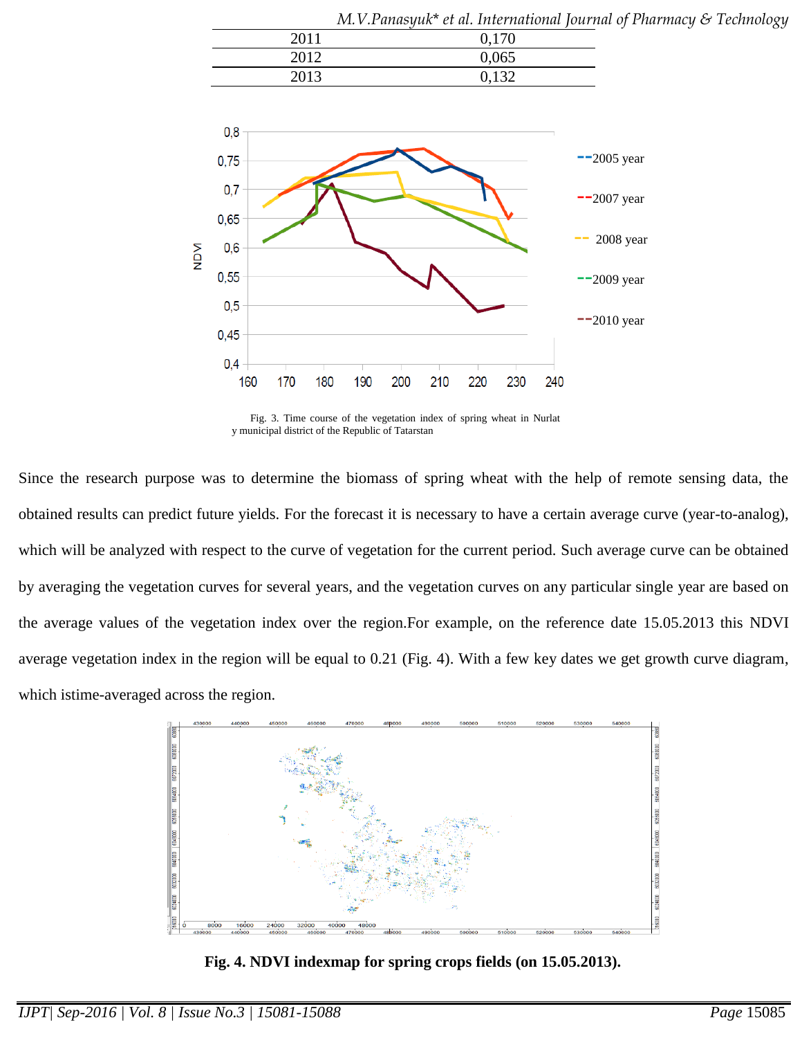| | |
|---|---|
| 2011 | 0,170 |
| 2012 | 0,065 |
| 2013 | 0,132 |

Fig. 3. Time course of the vegetation index of spring wheat in Nurlaty municipal district of the Republic of Tatarstan

Since the research purpose was to determine the biomass of spring wheat with the help of remote sensing data, the obtained results can predict future yields. For the forecast it is necessary to have a certain average curve (year-to-analog), which will be analyzed with respect to the curve of vegetation for the current period. Such average curve can be obtained by averaging the vegetation curves for several years, and the vegetation curves on any particular single year are based on the average values of the vegetation index over the region.For example, on the reference date 15.05.2013 this NDVI average vegetation index in the region will be equal to 0.21 (Fig. 4). With a few key dates we get growth curve diagram, which istime-averaged across the region.

**Fig. 4. NDVI indexmap for spring crops fields (on 15.05.2013).**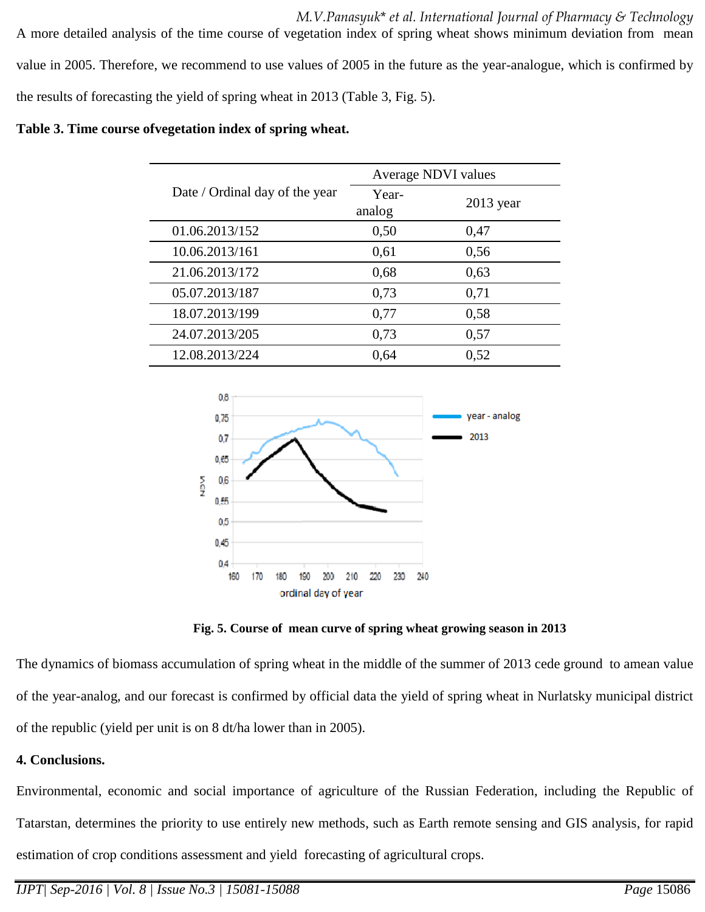A more detailed analysis of the time course of vegetation index of spring wheat shows minimum deviation from mean value in 2005. Therefore, we recommend to use values of 2005 in the future as the year-analogue, which is confirmed by the results of forecasting the yield of spring wheat in 2013 (Table 3, Fig. 5).

**Table 3. Time course ofvegetation index of spring wheat.**

| Date / Ordinal day of the year | Average NDVI values | |
|---|---|---|
| | Year-analog | 2013 year |
| 01.06.2013/152 | 0,50 | 0,47 |
| 10.06.2013/161 | 0,61 | 0,56 |
| 21.06.2013/172 | 0,68 | 0,63 |
| 05.07.2013/187 | 0,73 | 0,71 |
| 18.07.2013/199 | 0,77 | 0,58 |
| 24.07.2013/205 | 0,73 | 0,57 |
| 12.08.2013/224 | 0,64 | 0,52 |

**Fig. 5. Course of mean curve of spring wheat growing season in 2013**

The dynamics of biomass accumulation of spring wheat in the middle of the summer of 2013 cede ground to amean value of the year-analog, and our forecast is confirmed by official data the yield of spring wheat in Nurlatsky municipal district of the republic (yield per unit is on 8 dt/ha lower than in 2005).

## 4. Conclusions.

Environmental, economic and social importance of agriculture of the Russian Federation, including the Republic of Tatarstan, determines the priority to use entirely new methods, such as Earth remote sensing and GIS analysis, for rapid estimation of crop conditions assessment and yield forecasting of agricultural crops.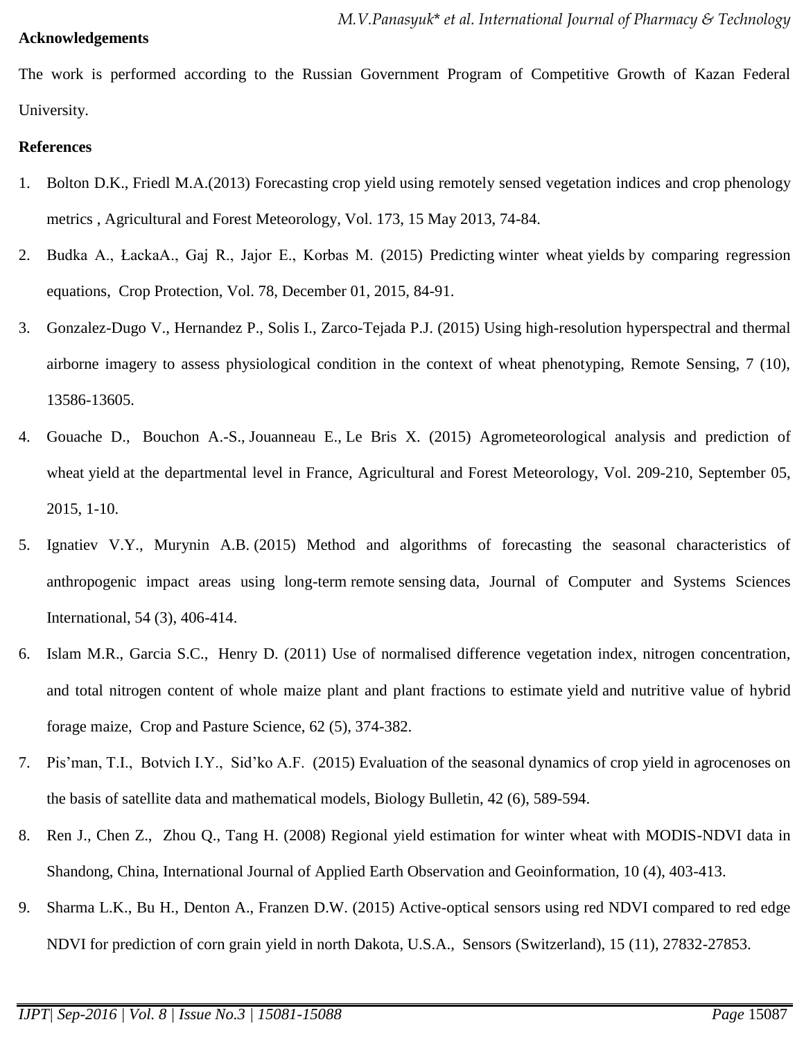**Acknowledgements**

The work is performed according to the Russian Government Program of Competitive Growth of Kazan Federal University.

**References**

1. Bolton D.K., Friedl M.A.(2013) Forecasting crop yield using remotely sensed vegetation indices and crop phenology metrics , Agricultural and Forest Meteorology, Vol. 173, 15 May 2013, 74-84.
2. Budka A., ŁackaA., Gaj R., Jajor E., Korbas M. (2015) Predicting winter wheat yields by comparing regression equations, Crop Protection, Vol. 78, December 01, 2015, 84-91.
3. Gonzalez-Dugo V., Hernandez P., Solis I., Zarco-Tejada P.J. (2015) Using high-resolution hyperspectral and thermal airborne imagery to assess physiological condition in the context of wheat phenotyping, Remote Sensing, 7 (10), 13586-13605.
4. Gouache D., Bouchon A.-S., Jouanneau E., Le Bris X. (2015) Agrometeorological analysis and prediction of wheat yield at the departmental level in France, Agricultural and Forest Meteorology, Vol. 209-210, September 05, 2015, 1-10.
5. Ignatiev V.Y., Murynin A.B. (2015) Method and algorithms of forecasting the seasonal characteristics of anthropogenic impact areas using long-term remote sensing data, Journal of Computer and Systems Sciences International, 54 (3), 406-414.
6. Islam M.R., Garcia S.C., Henry D. (2011) Use of normalised difference vegetation index, nitrogen concentration, and total nitrogen content of whole maize plant and plant fractions to estimate yield and nutritive value of hybrid forage maize, Crop and Pasture Science, 62 (5), 374-382.
7. Pis'man, T.I., Botvich I.Y., Sid'ko A.F. (2015) Evaluation of the seasonal dynamics of crop yield in agrocenoses on the basis of satellite data and mathematical models, Biology Bulletin, 42 (6), 589-594.
8. Ren J., Chen Z., Zhou Q., Tang H. (2008) Regional yield estimation for winter wheat with MODIS-NDVI data in Shandong, China, International Journal of Applied Earth Observation and Geoinformation, 10 (4), 403-413.
9. Sharma L.K., Bu H., Denton A., Franzen D.W. (2015) Active-optical sensors using red NDVI compared to red edge NDVI for prediction of corn grain yield in north Dakota, U.S.A., Sensors (Switzerland), 15 (11), 27832-27853.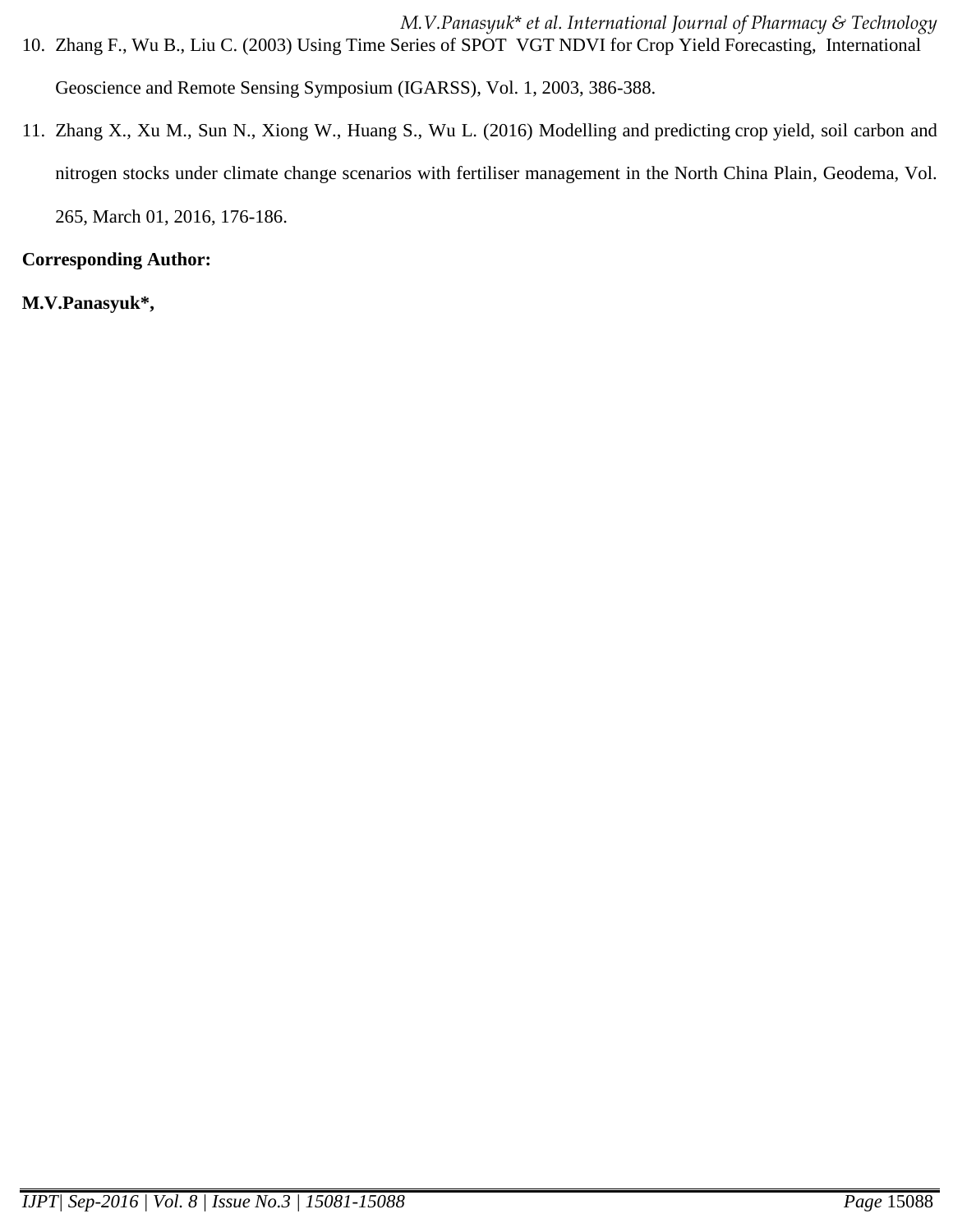10. Zhang F., Wu B., Liu C. (2003) Using Time Series of SPOT VGT NDVI for Crop Yield Forecasting, International Geoscience and Remote Sensing Symposium (IGARSS), Vol. 1, 2003, 386-388.
11. Zhang X., Xu M., Sun N., Xiong W., Huang S., Wu L. (2016) Modelling and predicting crop yield, soil carbon and nitrogen stocks under climate change scenarios with fertiliser management in the North China Plain, Geodema, Vol. 265, March 01, 2016, 176-186.

**Corresponding Author:**

**M.V.Panasyuk*,**